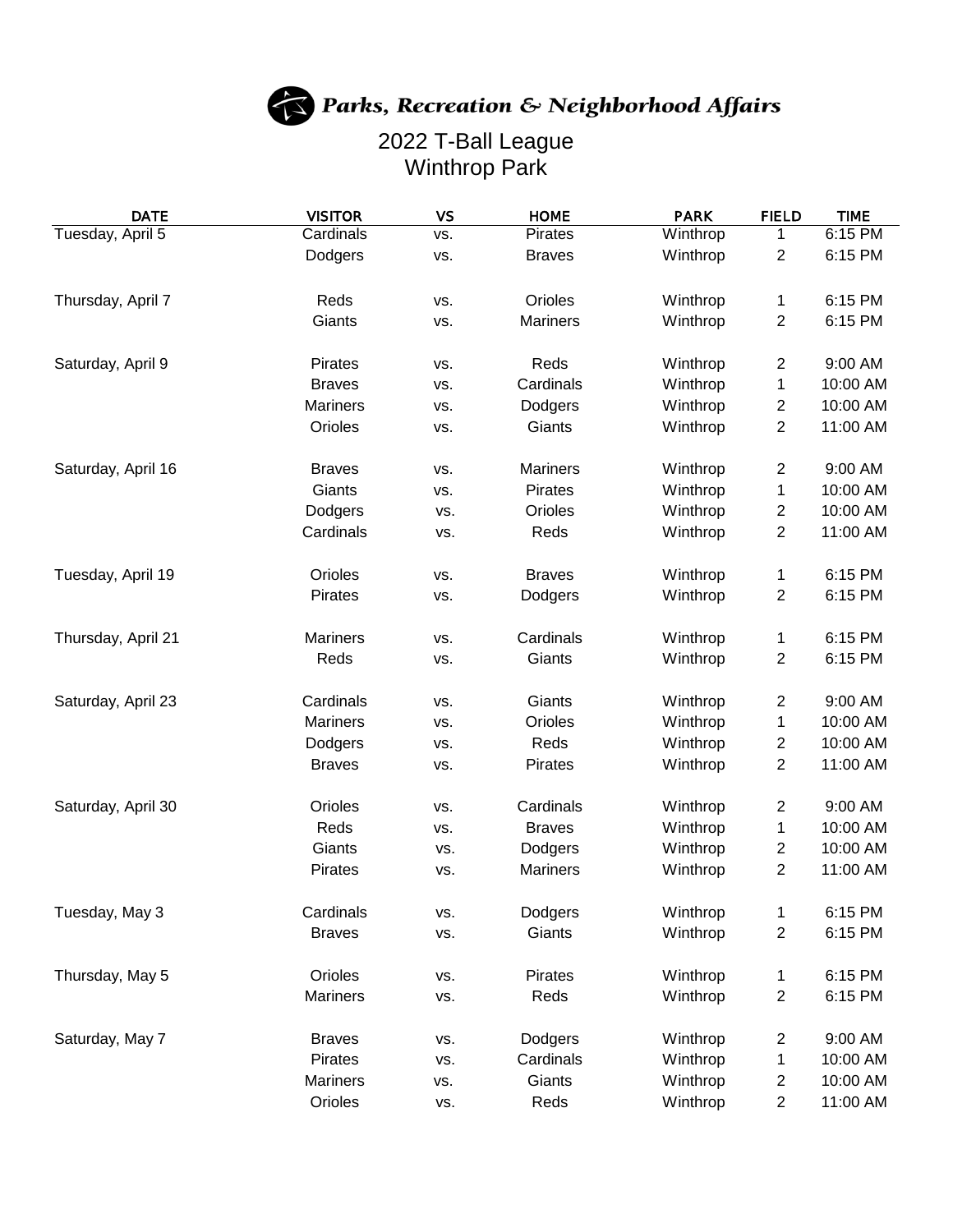**Parks, Recreation & Neighborhood Affairs**

# 2022 T-Ball League
## Winthrop Park

| DATE | VISITOR | VS | HOME | PARK | FIELD | TIME |
|---|---|---|---|---|---|---|
| Tuesday, April 5 | Cardinals | vs. | Pirates | Winthrop | 1 | 6:15 PM |
| | Dodgers | vs. | Braves | Winthrop | 2 | 6:15 PM |
| Thursday, April 7 | Reds | vs. | Orioles | Winthrop | 1 | 6:15 PM |
| | Giants | vs. | Mariners | Winthrop | 2 | 6:15 PM |
| Saturday, April 9 | Pirates | vs. | Reds | Winthrop | 2 | 9:00 AM |
| | Braves | vs. | Cardinals | Winthrop | 1 | 10:00 AM |
| | Mariners | vs. | Dodgers | Winthrop | 2 | 10:00 AM |
| | Orioles | vs. | Giants | Winthrop | 2 | 11:00 AM |
| Saturday, April 16 | Braves | vs. | Mariners | Winthrop | 2 | 9:00 AM |
| | Giants | vs. | Pirates | Winthrop | 1 | 10:00 AM |
| | Dodgers | vs. | Orioles | Winthrop | 2 | 10:00 AM |
| | Cardinals | vs. | Reds | Winthrop | 2 | 11:00 AM |
| Tuesday, April 19 | Orioles | vs. | Braves | Winthrop | 1 | 6:15 PM |
| | Pirates | vs. | Dodgers | Winthrop | 2 | 6:15 PM |
| Thursday, April 21 | Mariners | vs. | Cardinals | Winthrop | 1 | 6:15 PM |
| | Reds | vs. | Giants | Winthrop | 2 | 6:15 PM |
| Saturday, April 23 | Cardinals | vs. | Giants | Winthrop | 2 | 9:00 AM |
| | Mariners | vs. | Orioles | Winthrop | 1 | 10:00 AM |
| | Dodgers | vs. | Reds | Winthrop | 2 | 10:00 AM |
| | Braves | vs. | Pirates | Winthrop | 2 | 11:00 AM |
| Saturday, April 30 | Orioles | vs. | Cardinals | Winthrop | 2 | 9:00 AM |
| | Reds | vs. | Braves | Winthrop | 1 | 10:00 AM |
| | Giants | vs. | Dodgers | Winthrop | 2 | 10:00 AM |
| | Pirates | vs. | Mariners | Winthrop | 2 | 11:00 AM |
| Tuesday, May 3 | Cardinals | vs. | Dodgers | Winthrop | 1 | 6:15 PM |
| | Braves | vs. | Giants | Winthrop | 2 | 6:15 PM |
| Thursday, May 5 | Orioles | vs. | Pirates | Winthrop | 1 | 6:15 PM |
| | Mariners | vs. | Reds | Winthrop | 2 | 6:15 PM |
| Saturday, May 7 | Braves | vs. | Dodgers | Winthrop | 2 | 9:00 AM |
| | Pirates | vs. | Cardinals | Winthrop | 1 | 10:00 AM |
| | Mariners | vs. | Giants | Winthrop | 2 | 10:00 AM |
| | Orioles | vs. | Reds | Winthrop | 2 | 11:00 AM |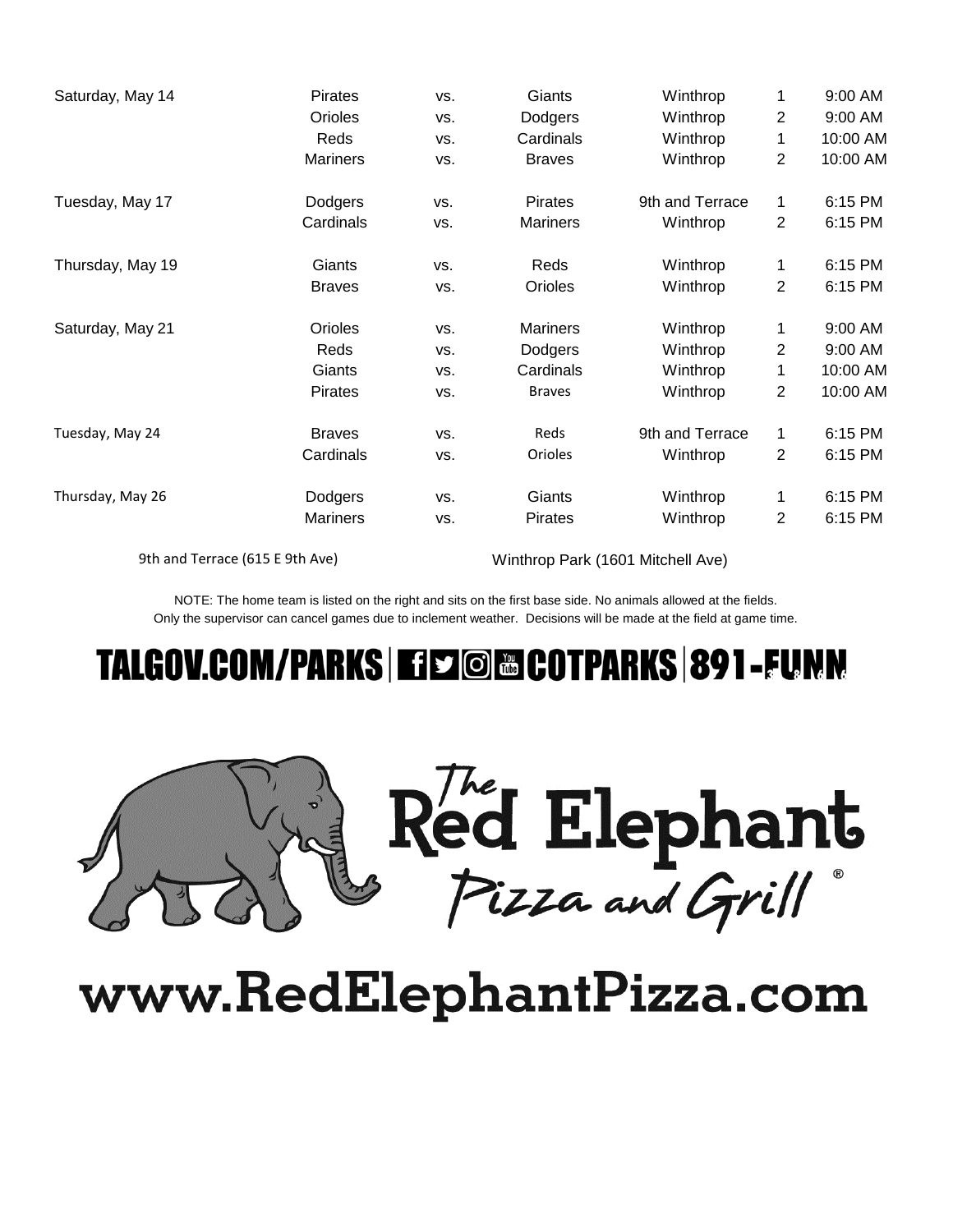| | | | | | | |
|---|---|---|---|---|---|---|
| Saturday, May 14 | Pirates | vs. | Giants | Winthrop | 1 | 9:00 AM |
| | Orioles | vs. | Dodgers | Winthrop | 2 | 9:00 AM |
| | Reds | vs. | Cardinals | Winthrop | 1 | 10:00 AM |
| | Mariners | vs. | Braves | Winthrop | 2 | 10:00 AM |
| Tuesday, May 17 | Dodgers | vs. | Pirates | 9th and Terrace | 1 | 6:15 PM |
| | Cardinals | vs. | Mariners | Winthrop | 2 | 6:15 PM |
| Thursday, May 19 | Giants | vs. | Reds | Winthrop | 1 | 6:15 PM |
| | Braves | vs. | Orioles | Winthrop | 2 | 6:15 PM |
| Saturday, May 21 | Orioles | vs. | Mariners | Winthrop | 1 | 9:00 AM |
| | Reds | vs. | Dodgers | Winthrop | 2 | 9:00 AM |
| | Giants | vs. | Cardinals | Winthrop | 1 | 10:00 AM |
| | Pirates | vs. | Braves | Winthrop | 2 | 10:00 AM |
| Tuesday, May 24 | Braves | vs. | Reds | 9th and Terrace | 1 | 6:15 PM |
| | Cardinals | vs. | Orioles | Winthrop | 2 | 6:15 PM |
| Thursday, May 26 | Dodgers | vs. | Giants | Winthrop | 1 | 6:15 PM |
| | Mariners | vs. | Pirates | Winthrop | 2 | 6:15 PM |

9th and Terrace (615 E 9th Ave)

Winthrop Park (1601 Mitchell Ave)

NOTE: The home team is listed on the right and sits on the first base side. No animals allowed at the fields.
Only the supervisor can cancel games due to inclement weather. Decisions will be made at the field at game time.

**TALGOV.COM/PARKS | COTPARKS | 891-FUNN**

The Red Elephant Pizza and Grill®

www.RedElephantPizza.com